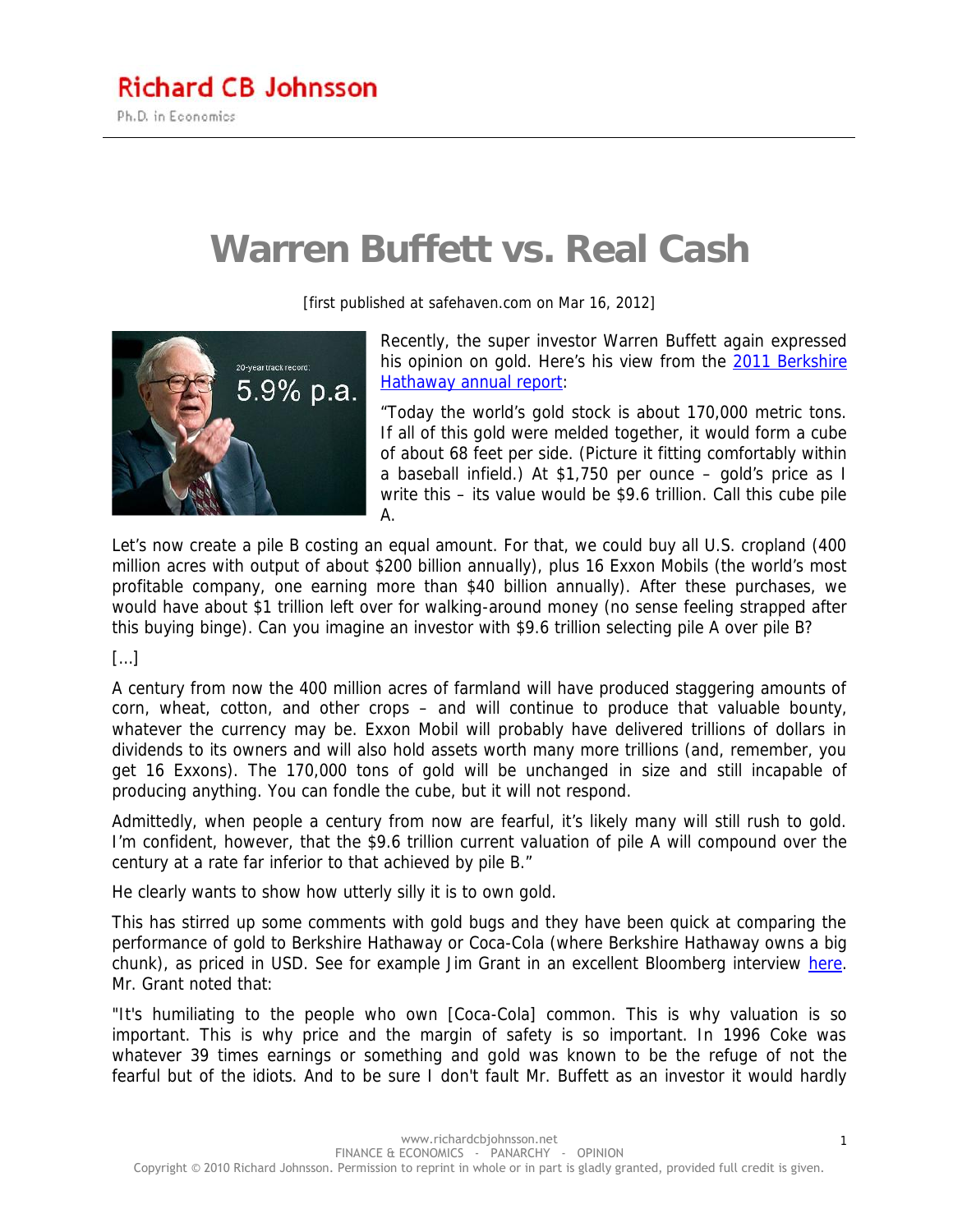Richard CB Johnsson

Ph.D. in Economics

# Warren Buffett vs. Real Cash

[first published at safehaven.com on Mar 16, 2012]

Recently, the super investor Warren Buffett again expressed his opinion on gold. Here's his view from the [2011 Berkshire Hathaway annual report](#):

"Today the world's gold stock is about 170,000 metric tons. If all of this gold were melded together, it would form a cube of about 68 feet per side. (Picture it fitting comfortably within a baseball infield.) At $1,750 per ounce – gold's price as I write this – its value would be $9.6 trillion. Call this cube pile A.

Let's now create a pile B costing an equal amount. For that, we could buy all U.S. cropland (400 million acres with output of about $200 billion annually), plus 16 Exxon Mobils (the world's most profitable company, one earning more than $40 billion annually). After these purchases, we would have about $1 trillion left over for walking-around money (no sense feeling strapped after this buying binge). Can you imagine an investor with $9.6 trillion selecting pile A over pile B?

[...]

A century from now the 400 million acres of farmland will have produced staggering amounts of corn, wheat, cotton, and other crops – and will continue to produce that valuable bounty, whatever the currency may be. Exxon Mobil will probably have delivered trillions of dollars in dividends to its owners and will also hold assets worth many more trillions (and, remember, you get 16 Exxons). The 170,000 tons of gold will be unchanged in size and still incapable of producing anything. You can fondle the cube, but it will not respond.

Admittedly, when people a century from now are fearful, it's likely many will still rush to gold. I'm confident, however, that the $9.6 trillion current valuation of pile A will compound over the century at a rate far inferior to that achieved by pile B."

He clearly wants to show how utterly silly it is to own gold.

This has stirred up some comments with gold bugs and they have been quick at comparing the performance of gold to Berkshire Hathaway or Coca-Cola (where Berkshire Hathaway owns a big chunk), as priced in USD. See for example Jim Grant in an excellent Bloomberg interview [here](#). Mr. Grant noted that:

"It's humiliating to the people who own [Coca-Cola] common. This is why valuation is so important. This is why price and the margin of safety is so important. In 1996 Coke was whatever 39 times earnings or something and gold was known to be the refuge of not the fearful but of the idiots. And to be sure I don't fault Mr. Buffett as an investor it would hardly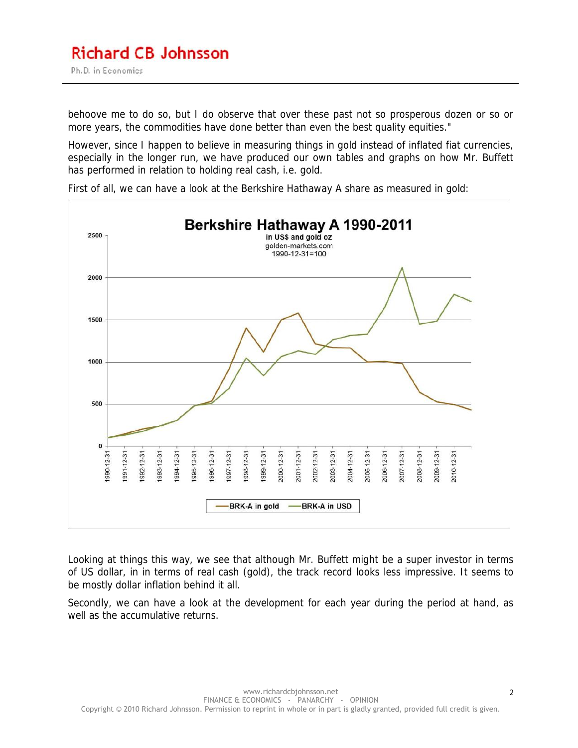behoove me to do so, but I do observe that over these past not so prosperous dozen or so or more years, the commodities have done better than even the best quality equities."

However, since I happen to believe in measuring things in gold instead of inflated fiat currencies, especially in the longer run, we have produced our own tables and graphs on how Mr. Buffett has performed in relation to holding real cash, i.e. gold.

First of all, we can have a look at the Berkshire Hathaway A share as measured in gold:

Looking at things this way, we see that although Mr. Buffett might be a super investor in terms of US dollar, in in terms of real cash (gold), the track record looks less impressive. It seems to be mostly dollar inflation behind it all.

Secondly, we can have a look at the development for each year during the period at hand, as well as the accumulative returns.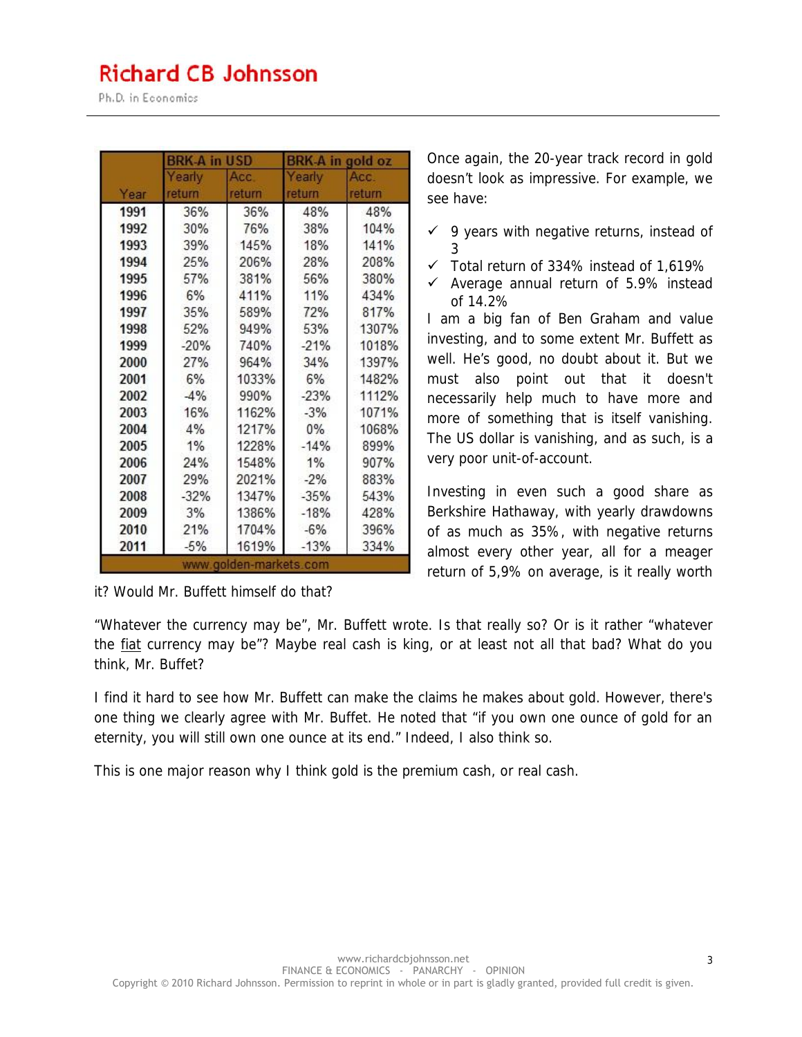| | BRK-A in USD | | BRK-A in gold oz | |
|---|---|---|---|---|
| Year | Yearly return | Acc. return | Yearly return | Acc. return |
| 1991 | 36% | 36% | 48% | 48% |
| 1992 | 30% | 76% | 38% | 104% |
| 1993 | 39% | 145% | 18% | 141% |
| 1994 | 25% | 206% | 28% | 208% |
| 1995 | 57% | 381% | 56% | 380% |
| 1996 | 6% | 411% | 11% | 434% |
| 1997 | 35% | 589% | 72% | 817% |
| 1998 | 52% | 949% | 53% | 1307% |
| 1999 | -20% | 740% | -21% | 1018% |
| 2000 | 27% | 964% | 34% | 1397% |
| 2001 | 6% | 1033% | 6% | 1482% |
| 2002 | -4% | 990% | -23% | 1112% |
| 2003 | 16% | 1162% | -3% | 1071% |
| 2004 | 4% | 1217% | 0% | 1068% |
| 2005 | 1% | 1228% | -14% | 899% |
| 2006 | 24% | 1548% | 1% | 907% |
| 2007 | 29% | 2021% | -2% | 883% |
| 2008 | -32% | 1347% | -35% | 543% |
| 2009 | 3% | 1386% | -18% | 428% |
| 2010 | 21% | 1704% | -6% | 396% |
| 2011 | -5% | 1619% | -13% | 334% |
| www.golden-markets.com | | | | |

Once again, the 20-year track record in gold doesn't look as impressive. For example, we see have:

- ✓ 9 years with negative returns, instead of 3
- ✓ Total return of 334% instead of 1,619%
- ✓ Average annual return of 5.9% instead of 14.2%

I am a big fan of Ben Graham and value investing, and to some extent Mr. Buffett as well. He's good, no doubt about it. But we must also point out that it doesn't necessarily help much to have more and more of something that is itself vanishing. The US dollar is vanishing, and as such, is a very poor unit-of-account.

Investing in even such a good share as Berkshire Hathaway, with yearly drawdowns of as much as 35%, with negative returns almost every other year, all for a meager return of 5,9% on average, is it really worth it? Would Mr. Buffett himself do that?

"Whatever the currency may be", Mr. Buffett wrote. Is that really so? Or is it rather "whatever the fiat currency may be"? Maybe real cash is king, or at least not all that bad? What do you think, Mr. Buffet?

I find it hard to see how Mr. Buffett can make the claims he makes about gold. However, there's one thing we clearly agree with Mr. Buffet. He noted that "if you own one ounce of gold for an eternity, you will still own one ounce at its end." Indeed, I also think so.

This is one major reason why I think gold is the premium cash, or real cash.